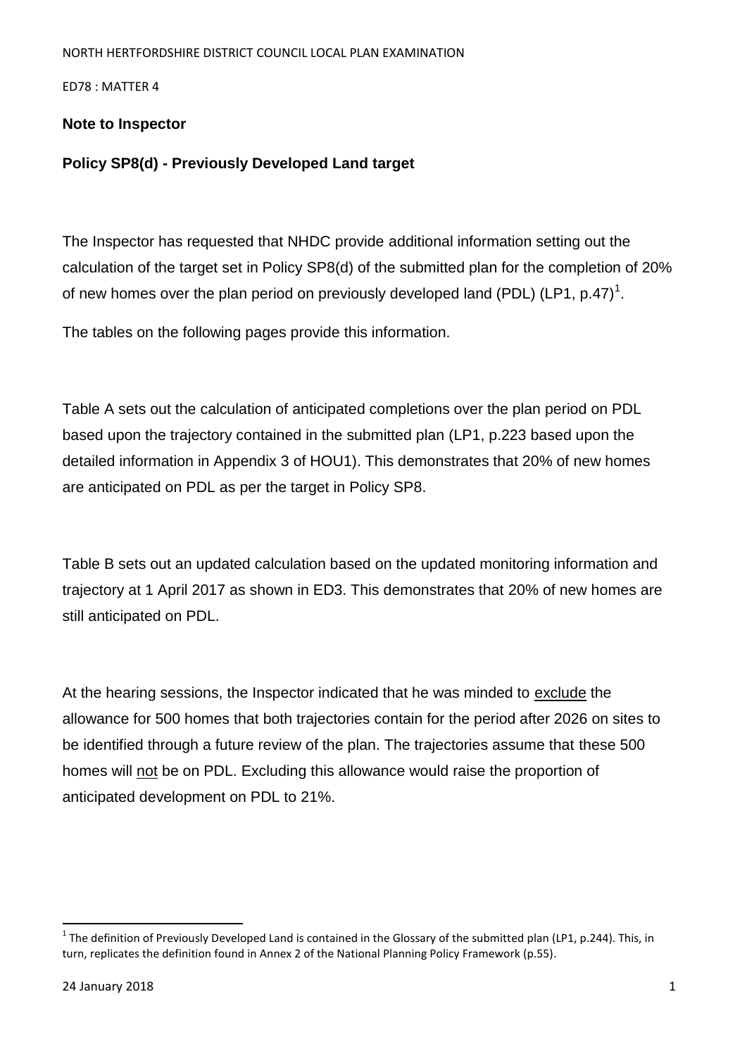NORTH HERTFORDSHIRE DISTRICT COUNCIL LOCAL PLAN EXAMINATION

ED78 : MATTER 4

**Note to Inspector**

**Policy SP8(d) - Previously Developed Land target**

The Inspector has requested that NHDC provide additional information setting out the calculation of the target set in Policy SP8(d) of the submitted plan for the completion of 20% of new homes over the plan period on previously developed land (PDL) (LP1, p.47)[1].

The tables on the following pages provide this information.

Table A sets out the calculation of anticipated completions over the plan period on PDL based upon the trajectory contained in the submitted plan (LP1, p.223 based upon the detailed information in Appendix 3 of HOU1). This demonstrates that 20% of new homes are anticipated on PDL as per the target in Policy SP8.

Table B sets out an updated calculation based on the updated monitoring information and trajectory at 1 April 2017 as shown in ED3. This demonstrates that 20% of new homes are still anticipated on PDL.

At the hearing sessions, the Inspector indicated that he was minded to <u>exclude</u> the allowance for 500 homes that both trajectories contain for the period after 2026 on sites to be identified through a future review of the plan. The trajectories assume that these 500 homes will <u>not</u> be on PDL. Excluding this allowance would raise the proportion of anticipated development on PDL to 21%.

[1] The definition of Previously Developed Land is contained in the Glossary of the submitted plan (LP1, p.244). This, in turn, replicates the definition found in Annex 2 of the National Planning Policy Framework (p.55).

24 January 2018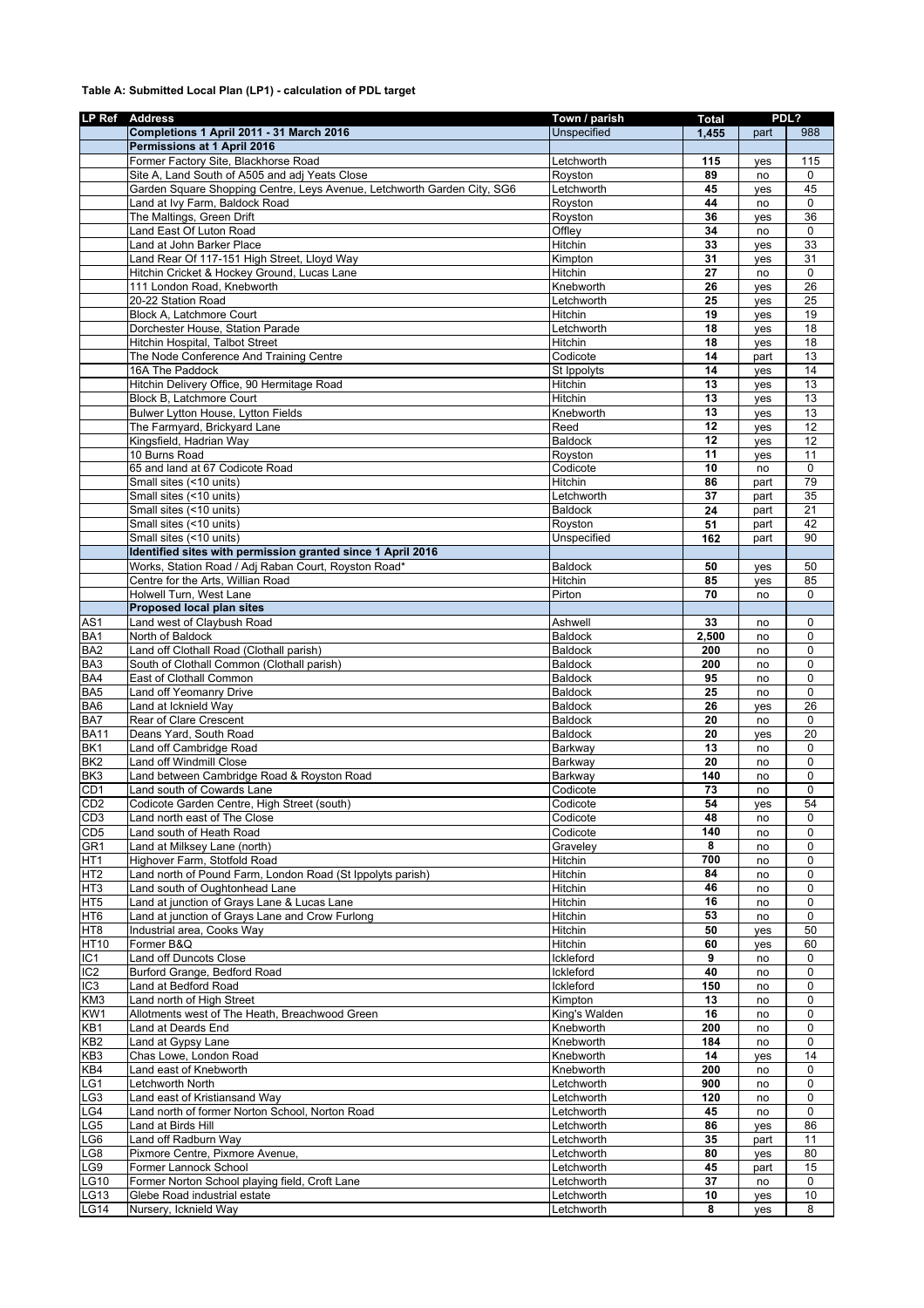**Table A: Submitted Local Plan (LP1) - calculation of PDL target**

| LP Ref | Address | Town / parish | Total | PDL? | |
|---|---|---|---|---|---|
| | **Completions 1 April 2011 - 31 March 2016** | Unspecified | **1,455** | part | 988 |
| | **Permissions at 1 April 2016** | | | | |
| | Former Factory Site, Blackhorse Road | Letchworth | **115** | yes | 115 |
| | Site A, Land South of A505 and adj Yeats Close | Royston | **89** | no | 0 |
| | Garden Square Shopping Centre, Leys Avenue, Letchworth Garden City, SG6 | Letchworth | **45** | yes | 45 |
| | Land at Ivy Farm, Baldock Road | Royston | **44** | no | 0 |
| | The Maltings, Green Drift | Royston | **36** | yes | 36 |
| | Land East Of Luton Road | Offley | **34** | no | 0 |
| | Land at John Barker Place | Hitchin | **33** | yes | 33 |
| | Land Rear Of 117-151 High Street, Lloyd Way | Kimpton | **31** | yes | 31 |
| | Hitchin Cricket & Hockey Ground, Lucas Lane | Hitchin | **27** | no | 0 |
| | 111 London Road, Knebworth | Knebworth | **26** | yes | 26 |
| | 20-22 Station Road | Letchworth | **25** | yes | 25 |
| | Block A, Latchmore Court | Hitchin | **19** | yes | 19 |
| | Dorchester House, Station Parade | Letchworth | **18** | yes | 18 |
| | Hitchin Hospital, Talbot Street | Hitchin | **18** | yes | 18 |
| | The Node Conference And Training Centre | Codicote | **14** | part | 13 |
| | 16A The Paddock | St Ippolyts | **14** | yes | 14 |
| | Hitchin Delivery Office, 90 Hermitage Road | Hitchin | **13** | yes | 13 |
| | Block B, Latchmore Court | Hitchin | **13** | yes | 13 |
| | Bulwer Lytton House, Lytton Fields | Knebworth | **13** | yes | 13 |
| | The Farmyard, Brickyard Lane | Reed | **12** | yes | 12 |
| | Kingsfield, Hadrian Way | Baldock | **12** | yes | 12 |
| | 10 Burns Road | Royston | **11** | yes | 11 |
| | 65 and land at 67 Codicote Road | Codicote | **10** | no | 0 |
| | Small sites (<10 units) | Hitchin | **86** | part | 79 |
| | Small sites (<10 units) | Letchworth | **37** | part | 35 |
| | Small sites (<10 units) | Baldock | **24** | part | 21 |
| | Small sites (<10 units) | Royston | **51** | part | 42 |
| | Small sites (<10 units) | Unspecified | **162** | part | 90 |
| | **Identified sites with permission granted since 1 April 2016** | | | | |
| | Works, Station Road / Adj Raban Court, Royston Road* | Baldock | **50** | yes | 50 |
| | Centre for the Arts, Willian Road | Hitchin | **85** | yes | 85 |
| | Holwell Turn, West Lane | Pirton | **70** | no | 0 |
| | **Proposed local plan sites** | | | | |
| AS1 | Land west of Claybush Road | Ashwell | **33** | no | 0 |
| BA1 | North of Baldock | Baldock | **2,500** | no | 0 |
| BA2 | Land off Clothall Road (Clothall parish) | Baldock | **200** | no | 0 |
| BA3 | South of Clothall Common (Clothall parish) | Baldock | **200** | no | 0 |
| BA4 | East of Clothall Common | Baldock | **95** | no | 0 |
| BA5 | Land off Yeomanry Drive | Baldock | **25** | no | 0 |
| BA6 | Land at Icknield Way | Baldock | **26** | yes | 26 |
| BA7 | Rear of Clare Crescent | Baldock | **20** | no | 0 |
| BA11 | Deans Yard, South Road | Baldock | **20** | yes | 20 |
| BK1 | Land off Cambridge Road | Barkway | **13** | no | 0 |
| BK2 | Land off Windmill Close | Barkway | **20** | no | 0 |
| BK3 | Land between Cambridge Road & Royston Road | Barkway | **140** | no | 0 |
| CD1 | Land south of Cowards Lane | Codicote | **73** | no | 0 |
| CD2 | Codicote Garden Centre, High Street (south) | Codicote | **54** | yes | 54 |
| CD3 | Land north east of The Close | Codicote | **48** | no | 0 |
| CD5 | Land south of Heath Road | Codicote | **140** | no | 0 |
| GR1 | Land at Milksey Lane (north) | Graveley | **8** | no | 0 |
| HT1 | Highover Farm, Stotfold Road | Hitchin | **700** | no | 0 |
| HT2 | Land north of Pound Farm, London Road (St Ippolyts parish) | Hitchin | **84** | no | 0 |
| HT3 | Land south of Oughtonhead Lane | Hitchin | **46** | no | 0 |
| HT5 | Land at junction of Grays Lane & Lucas Lane | Hitchin | **16** | no | 0 |
| HT6 | Land at junction of Grays Lane and Crow Furlong | Hitchin | **53** | no | 0 |
| HT8 | Industrial area, Cooks Way | Hitchin | **50** | yes | 50 |
| HT10 | Former B&Q | Hitchin | **60** | yes | 60 |
| IC1 | Land off Duncots Close | Ickleford | **9** | no | 0 |
| IC2 | Burford Grange, Bedford Road | Ickleford | **40** | no | 0 |
| IC3 | Land at Bedford Road | Ickleford | **150** | no | 0 |
| KM3 | Land north of High Street | Kimpton | **13** | no | 0 |
| KW1 | Allotments west of The Heath, Breachwood Green | King's Walden | **16** | no | 0 |
| KB1 | Land at Deards End | Knebworth | **200** | no | 0 |
| KB2 | Land at Gypsy Lane | Knebworth | **184** | no | 0 |
| KB3 | Chas Lowe, London Road | Knebworth | **14** | yes | 14 |
| KB4 | Land east of Knebworth | Knebworth | **200** | no | 0 |
| LG1 | Letchworth North | Letchworth | **900** | no | 0 |
| LG3 | Land east of Kristiansand Way | Letchworth | **120** | no | 0 |
| LG4 | Land north of former Norton School, Norton Road | Letchworth | **45** | no | 0 |
| LG5 | Land at Birds Hill | Letchworth | **86** | yes | 86 |
| LG6 | Land off Radburn Way | Letchworth | **35** | part | 11 |
| LG8 | Pixmore Centre, Pixmore Avenue, | Letchworth | **80** | yes | 80 |
| LG9 | Former Lannock School | Letchworth | **45** | part | 15 |
| LG10 | Former Norton School playing field, Croft Lane | Letchworth | **37** | no | 0 |
| LG13 | Glebe Road industrial estate | Letchworth | **10** | yes | 10 |
| LG14 | Nursery, Icknield Way | Letchworth | **8** | yes | 8 |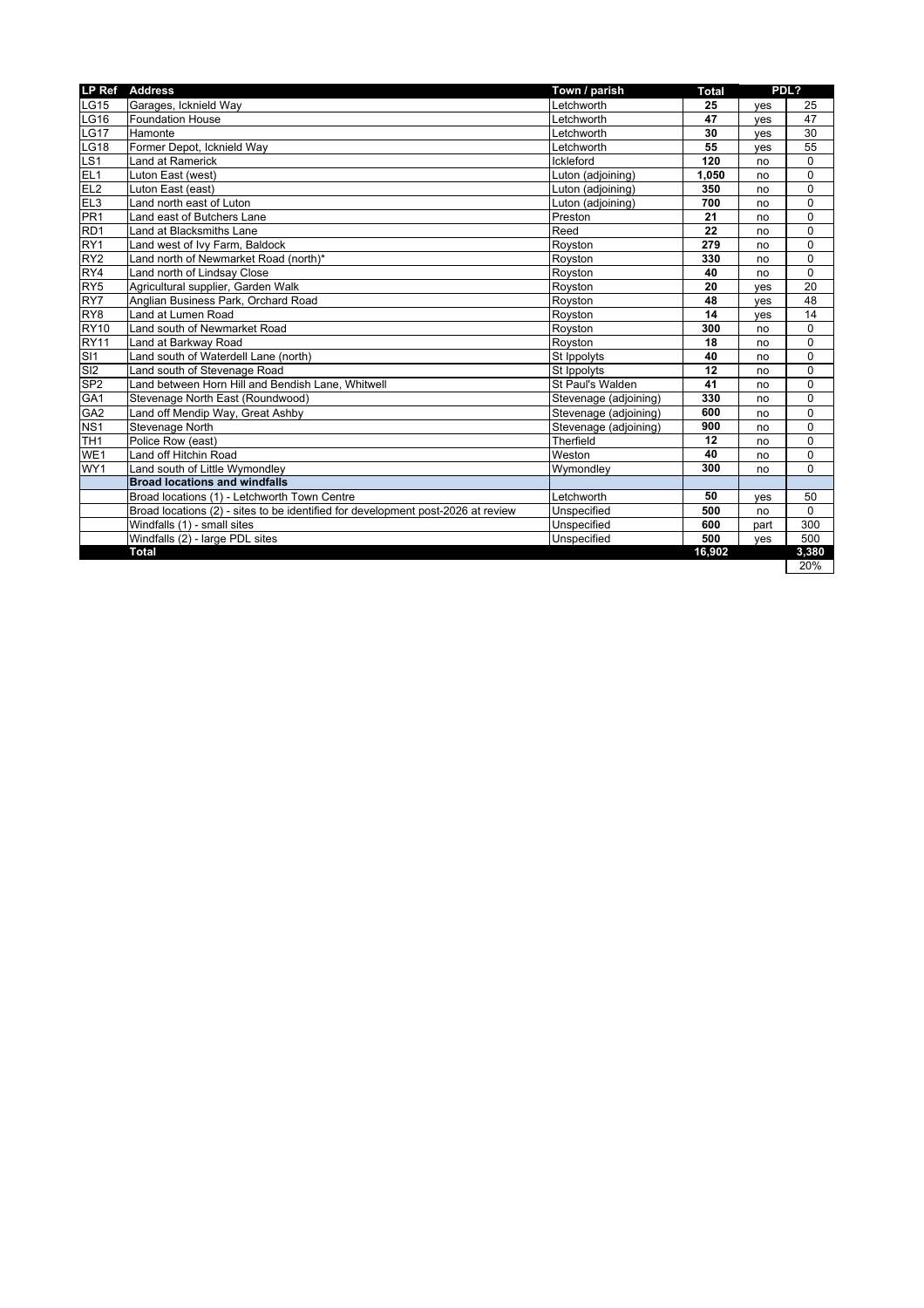| LP Ref | Address | Town / parish | Total | PDL? | |
|---|---|---|---|---|---|
| LG15 | Garages, Icknield Way | Letchworth | **25** | yes | 25 |
| LG16 | Foundation House | Letchworth | **47** | yes | 47 |
| LG17 | Hamonte | Letchworth | **30** | yes | 30 |
| LG18 | Former Depot, Icknield Way | Letchworth | **55** | yes | 55 |
| LS1 | Land at Ramerick | Ickleford | **120** | no | 0 |
| EL1 | Luton East (west) | Luton (adjoining) | **1,050** | no | 0 |
| EL2 | Luton East (east) | Luton (adjoining) | **350** | no | 0 |
| EL3 | Land north east of Luton | Luton (adjoining) | **700** | no | 0 |
| PR1 | Land east of Butchers Lane | Preston | **21** | no | 0 |
| RD1 | Land at Blacksmiths Lane | Reed | **22** | no | 0 |
| RY1 | Land west of Ivy Farm, Baldock | Royston | **279** | no | 0 |
| RY2 | Land north of Newmarket Road (north)* | Royston | **330** | no | 0 |
| RY4 | Land north of Lindsay Close | Royston | **40** | no | 0 |
| RY5 | Agricultural supplier, Garden Walk | Royston | **20** | yes | 20 |
| RY7 | Anglian Business Park, Orchard Road | Royston | **48** | yes | 48 |
| RY8 | Land at Lumen Road | Royston | **14** | yes | 14 |
| RY10 | Land south of Newmarket Road | Royston | **300** | no | 0 |
| RY11 | Land at Barkway Road | Royston | **18** | no | 0 |
| SI1 | Land south of Waterdell Lane (north) | St Ippolyts | **40** | no | 0 |
| SI2 | Land south of Stevenage Road | St Ippolyts | **12** | no | 0 |
| SP2 | Land between Horn Hill and Bendish Lane, Whitwell | St Paul's Walden | **41** | no | 0 |
| GA1 | Stevenage North East (Roundwood) | Stevenage (adjoining) | **330** | no | 0 |
| GA2 | Land off Mendip Way, Great Ashby | Stevenage (adjoining) | **600** | no | 0 |
| NS1 | Stevenage North | Stevenage (adjoining) | **900** | no | 0 |
| TH1 | Police Row (east) | Therfield | **12** | no | 0 |
| WE1 | Land off Hitchin Road | Weston | **40** | no | 0 |
| WY1 | Land south of Little Wymondley | Wymondley | **300** | no | 0 |
| | **Broad locations and windfalls** | | | | |
| | Broad locations (1) - Letchworth Town Centre | Letchworth | **50** | yes | 50 |
| | Broad locations (2) - sites to be identified for development post-2026 at review | Unspecified | **500** | no | 0 |
| | Windfalls (1) - small sites | Unspecified | **600** | part | 300 |
| | Windfalls (2) - large PDL sites | Unspecified | **500** | yes | 500 |
| | **Total** | | **16,902** | | **3,380** |
| | | | | | 20% |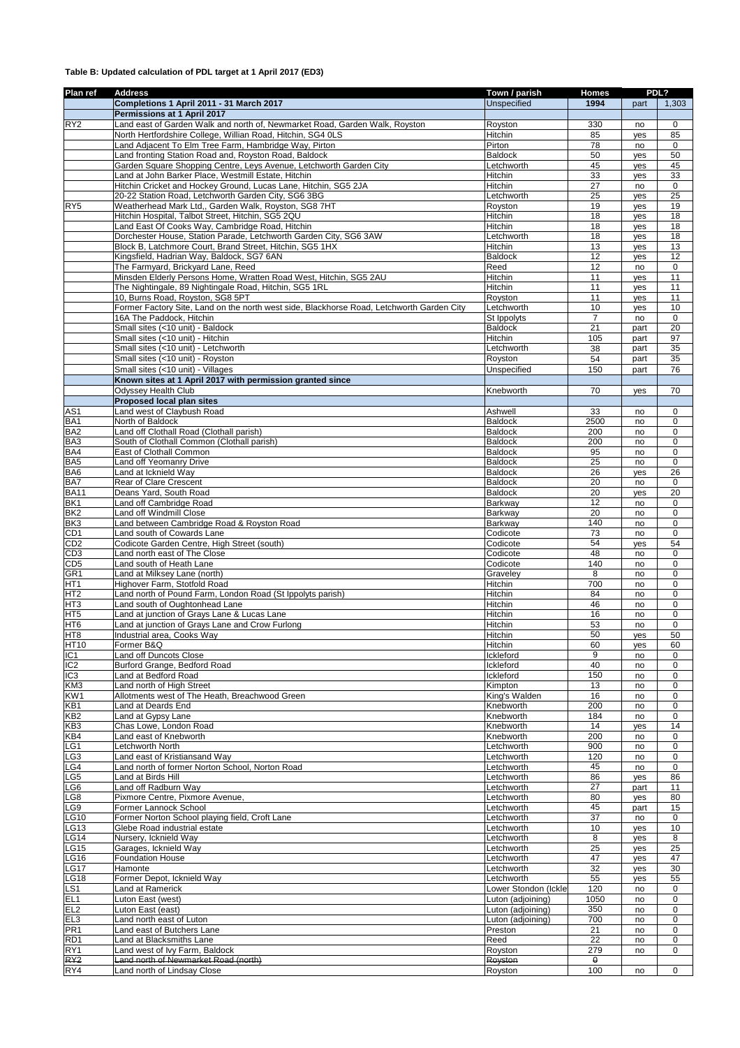**Table B: Updated calculation of PDL target at 1 April 2017 (ED3)**

| Plan ref | Address | Town / parish | Homes | PDL? | |
|---|---|---|---|---|---|
| | **Completions 1 April 2011 - 31 March 2017** | Unspecified | **1994** | part | 1,303 |
| | **Permissions at 1 April 2017** | | | | |
| RY2 | Land east of Garden Walk and north of, Newmarket Road, Garden Walk, Royston | Royston | 330 | no | 0 |
| | North Hertfordshire College, Willian Road, Hitchin, SG4 0LS | Hitchin | 85 | yes | 85 |
| | Land Adjacent To Elm Tree Farm, Hambridge Way, Pirton | Pirton | 78 | no | 0 |
| | Land fronting Station Road and, Royston Road, Baldock | Baldock | 50 | yes | 50 |
| | Garden Square Shopping Centre, Leys Avenue, Letchworth Garden City | Letchworth | 45 | yes | 45 |
| | Land at John Barker Place, Westmill Estate, Hitchin | Hitchin | 33 | yes | 33 |
| | Hitchin Cricket and Hockey Ground, Lucas Lane, Hitchin, SG5 2JA | Hitchin | 27 | no | 0 |
| | 20-22 Station Road, Letchworth Garden City, SG6 3BG | Letchworth | 25 | yes | 25 |
| RY5 | Weatherhead Mark Ltd,, Garden Walk, Royston, SG8 7HT | Royston | 19 | yes | 19 |
| | Hitchin Hospital, Talbot Street, Hitchin, SG5 2QU | Hitchin | 18 | yes | 18 |
| | Land East Of Cooks Way, Cambridge Road, Hitchin | Hitchin | 18 | yes | 18 |
| | Dorchester House, Station Parade, Letchworth Garden City, SG6 3AW | Letchworth | 18 | yes | 18 |
| | Block B, Latchmore Court, Brand Street, Hitchin, SG5 1HX | Hitchin | 13 | yes | 13 |
| | Kingsfield, Hadrian Way, Baldock, SG7 6AN | Baldock | 12 | yes | 12 |
| | The Farmyard, Brickyard Lane, Reed | Reed | 12 | no | 0 |
| | Minsden Elderly Persons Home, Wratten Road West, Hitchin, SG5 2AU | Hitchin | 11 | yes | 11 |
| | The Nightingale, 89 Nightingale Road, Hitchin, SG5 1RL | Hitchin | 11 | yes | 11 |
| | 10, Burns Road, Royston, SG8 5PT | Royston | 11 | yes | 11 |
| | Former Factory Site, Land on the north west side, Blackhorse Road, Letchworth Garden City | Letchworth | 10 | yes | 10 |
| | 16A The Paddock, Hitchin | St Ippolyts | 7 | no | 0 |
| | Small sites (<10 unit) - Baldock | Baldock | 21 | part | 20 |
| | Small sites (<10 unit) - Hitchin | Hitchin | 105 | part | 97 |
| | Small sites (<10 unit) - Letchworth | Letchworth | 38 | part | 35 |
| | Small sites (<10 unit) - Royston | Royston | 54 | part | 35 |
| | Small sites (<10 unit) - Villages | Unspecified | 150 | part | 76 |
| | **Known sites at 1 April 2017 with permission granted since** | | | | |
| | Odyssey Health Club | Knebworth | 70 | yes | 70 |
| | **Proposed local plan sites** | | | | |
| AS1 | Land west of Claybush Road | Ashwell | 33 | no | 0 |
| BA1 | North of Baldock | Baldock | 2500 | no | 0 |
| BA2 | Land off Clothall Road (Clothall parish) | Baldock | 200 | no | 0 |
| BA3 | South of Clothall Common (Clothall parish) | Baldock | 200 | no | 0 |
| BA4 | East of Clothall Common | Baldock | 95 | no | 0 |
| BA5 | Land off Yeomanry Drive | Baldock | 25 | no | 0 |
| BA6 | Land at Icknield Way | Baldock | 26 | yes | 26 |
| BA7 | Rear of Clare Crescent | Baldock | 20 | no | 0 |
| BA11 | Deans Yard, South Road | Baldock | 20 | yes | 20 |
| BK1 | Land off Cambridge Road | Barkway | 12 | no | 0 |
| BK2 | Land off Windmill Close | Barkway | 20 | no | 0 |
| BK3 | Land between Cambridge Road & Royston Road | Barkway | 140 | no | 0 |
| CD1 | Land south of Cowards Lane | Codicote | 73 | no | 0 |
| CD2 | Codicote Garden Centre, High Street (south) | Codicote | 54 | yes | 54 |
| CD3 | Land north east of The Close | Codicote | 48 | no | 0 |
| CD5 | Land south of Heath Lane | Codicote | 140 | no | 0 |
| GR1 | Land at Milksey Lane (north) | Graveley | 8 | no | 0 |
| HT1 | Highover Farm, Stotfold Road | Hitchin | 700 | no | 0 |
| HT2 | Land north of Pound Farm, London Road (St Ippolyts parish) | Hitchin | 84 | no | 0 |
| HT3 | Land south of Oughtonhead Lane | Hitchin | 46 | no | 0 |
| HT5 | Land at junction of Grays Lane & Lucas Lane | Hitchin | 16 | no | 0 |
| HT6 | Land at junction of Grays Lane and Crow Furlong | Hitchin | 53 | no | 0 |
| HT8 | Industrial area, Cooks Way | Hitchin | 50 | yes | 50 |
| HT10 | Former B&Q | Hitchin | 60 | yes | 60 |
| IC1 | Land off Duncots Close | Ickleford | 9 | no | 0 |
| IC2 | Burford Grange, Bedford Road | Ickleford | 40 | no | 0 |
| IC3 | Land at Bedford Road | Ickleford | 150 | no | 0 |
| KM3 | Land north of High Street | Kimpton | 13 | no | 0 |
| KW1 | Allotments west of The Heath, Breachwood Green | King's Walden | 16 | no | 0 |
| KB1 | Land at Deards End | Knebworth | 200 | no | 0 |
| KB2 | Land at Gypsy Lane | Knebworth | 184 | no | 0 |
| KB3 | Chas Lowe, London Road | Knebworth | 14 | yes | 14 |
| KB4 | Land east of Knebworth | Knebworth | 200 | no | 0 |
| LG1 | Letchworth North | Letchworth | 900 | no | 0 |
| LG3 | Land east of Kristiansand Way | Letchworth | 120 | no | 0 |
| LG4 | Land north of former Norton School, Norton Road | Letchworth | 45 | no | 0 |
| LG5 | Land at Birds Hill | Letchworth | 86 | yes | 86 |
| LG6 | Land off Radburn Way | Letchworth | 27 | part | 11 |
| LG8 | Pixmore Centre, Pixmore Avenue, | Letchworth | 80 | yes | 80 |
| LG9 | Former Lannock School | Letchworth | 45 | part | 15 |
| LG10 | Former Norton School playing field, Croft Lane | Letchworth | 37 | no | 0 |
| LG13 | Glebe Road industrial estate | Letchworth | 10 | yes | 10 |
| LG14 | Nursery, Icknield Way | Letchworth | 8 | yes | 8 |
| LG15 | Garages, Icknield Way | Letchworth | 25 | yes | 25 |
| LG16 | Foundation House | Letchworth | 47 | yes | 47 |
| LG17 | Hamonte | Letchworth | 32 | yes | 30 |
| LG18 | Former Depot, Icknield Way | Letchworth | 55 | yes | 55 |
| LS1 | Land at Ramerick | Lower Stondon (Ickle | 120 | no | 0 |
| EL1 | Luton East (west) | Luton (adjoining) | 1050 | no | 0 |
| EL2 | Luton East (east) | Luton (adjoining) | 350 | no | 0 |
| EL3 | Land north east of Luton | Luton (adjoining) | 700 | no | 0 |
| PR1 | Land east of Butchers Lane | Preston | 21 | no | 0 |
| RD1 | Land at Blacksmiths Lane | Reed | 22 | no | 0 |
| RY1 | Land west of Ivy Farm, Baldock | Royston | 279 | no | 0 |
| ~~RY2~~ | ~~Land north of Newmarket Road (north)~~ | ~~Royston~~ | ~~0~~ | | |
| RY4 | Land north of Lindsay Close | Royston | 100 | no | 0 |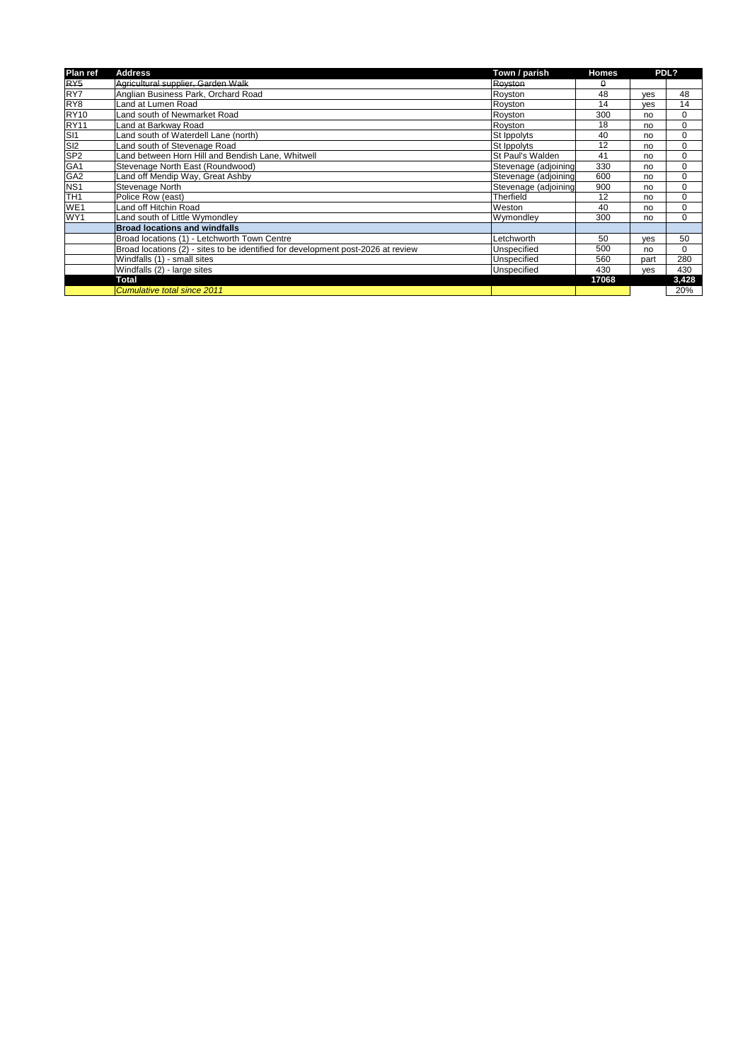| Plan ref | Address | Town / parish | Homes | PDL? | |
|---|---|---|---|---|---|
| ~~RY5~~ | ~~Agricultural supplier, Garden Walk~~ | ~~Royston~~ | ~~0~~ | | |
| RY7 | Anglian Business Park, Orchard Road | Royston | 48 | yes | 48 |
| RY8 | Land at Lumen Road | Royston | 14 | yes | 14 |
| RY10 | Land south of Newmarket Road | Royston | 300 | no | 0 |
| RY11 | Land at Barkway Road | Royston | 18 | no | 0 |
| SI1 | Land south of Waterdell Lane (north) | St Ippolyts | 40 | no | 0 |
| SI2 | Land south of Stevenage Road | St Ippolyts | 12 | no | 0 |
| SP2 | Land between Horn Hill and Bendish Lane, Whitwell | St Paul's Walden | 41 | no | 0 |
| GA1 | Stevenage North East (Roundwood) | Stevenage (adjoining | 330 | no | 0 |
| GA2 | Land off Mendip Way, Great Ashby | Stevenage (adjoining | 600 | no | 0 |
| NS1 | Stevenage North | Stevenage (adjoining | 900 | no | 0 |
| TH1 | Police Row (east) | Therfield | 12 | no | 0 |
| WE1 | Land off Hitchin Road | Weston | 40 | no | 0 |
| WY1 | Land south of Little Wymondley | Wymondley | 300 | no | 0 |
| | **Broad locations and windfalls** | | | | |
| | Broad locations (1) - Letchworth Town Centre | Letchworth | 50 | yes | 50 |
| | Broad locations (2) - sites to be identified for development post-2026 at review | Unspecified | 500 | no | 0 |
| | Windfalls (1) - small sites | Unspecified | 560 | part | 280 |
| | Windfalls (2) - large sites | Unspecified | 430 | yes | 430 |
| | **Total** | | **17068** | | **3,428** |
| | *Cumulative total since 2011* | | | | 20% |